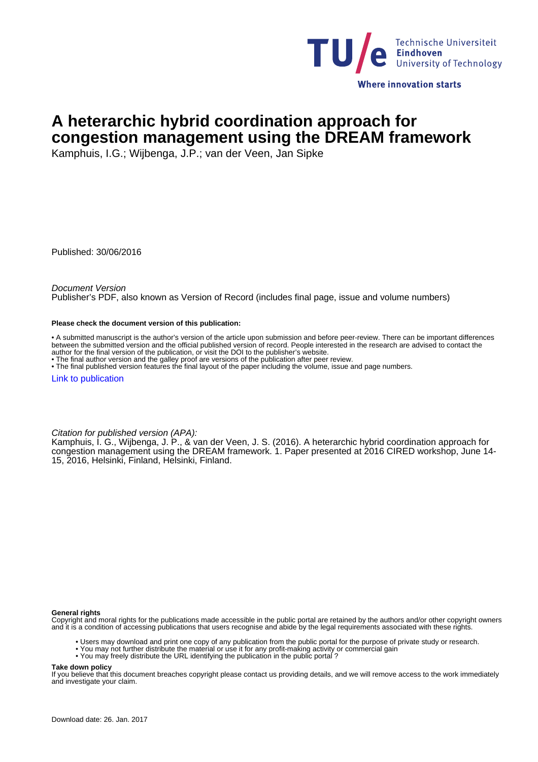# A heterarchic hybrid coordination approach for congestion management using the DREAM framework

Kamphuis, I.G.; Wijbenga, J.P.; van der Veen, Jan Sipke

Published: 30/06/2016

*Document Version*
Publisher's PDF, also known as Version of Record (includes final page, issue and volume numbers)

**Please check the document version of this publication:**

• A submitted manuscript is the author's version of the article upon submission and before peer-review. There can be important differences between the submitted version and the official published version of record. People interested in the research are advised to contact the author for the final version of the publication, or visit the DOI to the publisher's website.
• The final author version and the galley proof are versions of the publication after peer review.
• The final published version features the final layout of the paper including the volume, issue and page numbers.

Link to publication

*Citation for published version (APA):*
Kamphuis, I. G., Wijbenga, J. P., & van der Veen, J. S. (2016). A heterarchic hybrid coordination approach for congestion management using the DREAM framework. 1. Paper presented at 2016 CIRED workshop, June 14-15, 2016, Helsinki, Finland, Helsinki, Finland.

**General rights**
Copyright and moral rights for the publications made accessible in the public portal are retained by the authors and/or other copyright owners and it is a condition of accessing publications that users recognise and abide by the legal requirements associated with these rights.

• Users may download and print one copy of any publication from the public portal for the purpose of private study or research.
• You may not further distribute the material or use it for any profit-making activity or commercial gain
• You may freely distribute the URL identifying the publication in the public portal ?

**Take down policy**
If you believe that this document breaches copyright please contact us providing details, and we will remove access to the work immediately and investigate your claim.

Download date: 26. Jan. 2017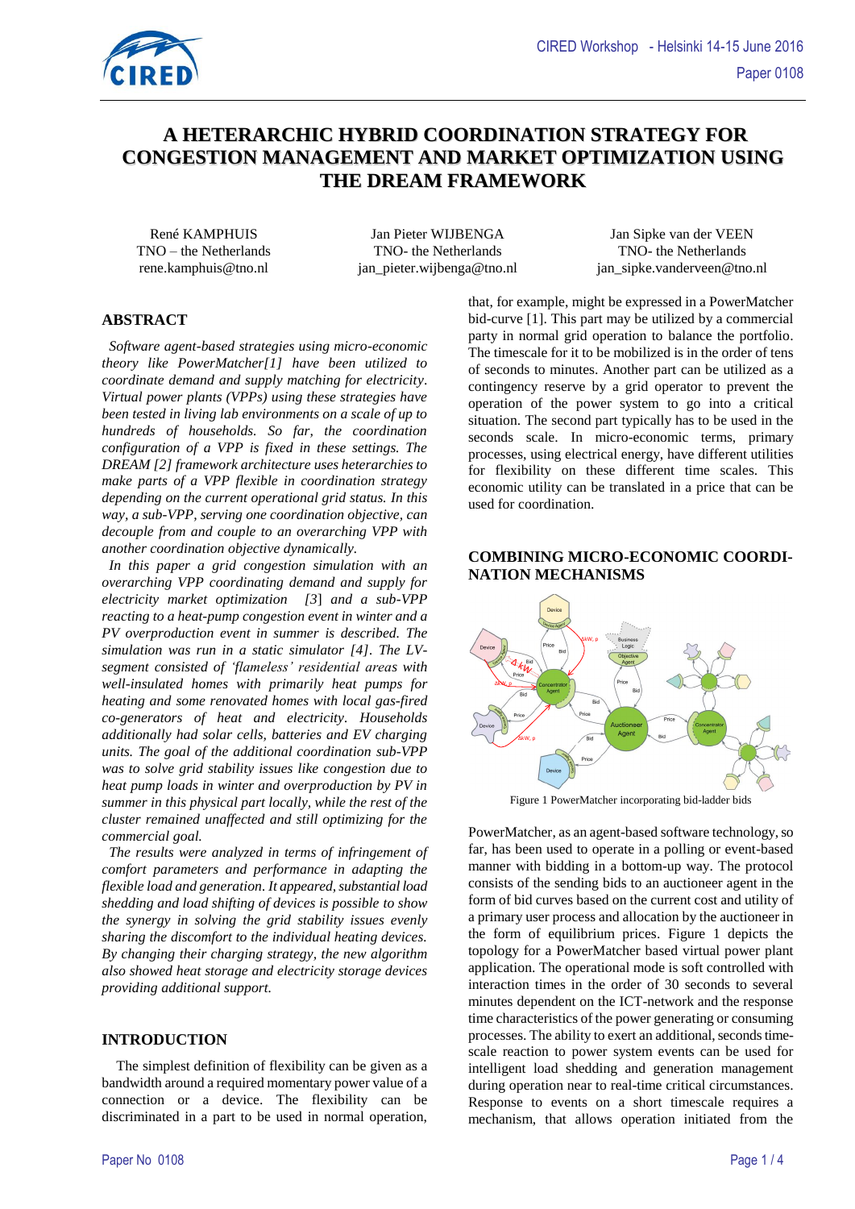# A HETERARCHIC HYBRID COORDINATION STRATEGY FOR CONGESTION MANAGEMENT AND MARKET OPTIMIZATION USING THE DREAM FRAMEWORK

René KAMPHUIS
TNO – the Netherlands
rene.kamphuis@tno.nl

Jan Pieter WIJBENGA
TNO- the Netherlands
jan_pieter.wijbenga@tno.nl

Jan Sipke van der VEEN
TNO- the Netherlands
jan_sipke.vanderveen@tno.nl

## ABSTRACT

*Software agent-based strategies using micro-economic theory like PowerMatcher[1] have been utilized to coordinate demand and supply matching for electricity. Virtual power plants (VPPs) using these strategies have been tested in living lab environments on a scale of up to hundreds of households. So far, the coordination configuration of a VPP is fixed in these settings. The DREAM [2] framework architecture uses heterarchies to make parts of a VPP flexible in coordination strategy depending on the current operational grid status. In this way, a sub-VPP, serving one coordination objective, can decouple from and couple to an overarching VPP with another coordination objective dynamically.*

*In this paper a grid congestion simulation with an overarching VPP coordinating demand and supply for electricity market optimization [3] and a sub-VPP reacting to a heat-pump congestion event in winter and a PV overproduction event in summer is described. The simulation was run in a static simulator [4]. The LV-segment consisted of 'flameless' residential areas with well-insulated homes with primarily heat pumps for heating and some renovated homes with local gas-fired co-generators of heat and electricity. Households additionally had solar cells, batteries and EV charging units. The goal of the additional coordination sub-VPP was to solve grid stability issues like congestion due to heat pump loads in winter and overproduction by PV in summer in this physical part locally, while the rest of the cluster remained unaffected and still optimizing for the commercial goal.*

*The results were analyzed in terms of infringement of comfort parameters and performance in adapting the flexible load and generation. It appeared, substantial load shedding and load shifting of devices is possible to show the synergy in solving the grid stability issues evenly sharing the discomfort to the individual heating devices. By changing their charging strategy, the new algorithm also showed heat storage and electricity storage devices providing additional support.*

## INTRODUCTION

The simplest definition of flexibility can be given as a bandwidth around a required momentary power value of a connection or a device. The flexibility can be discriminated in a part to be used in normal operation, that, for example, might be expressed in a PowerMatcher bid-curve [1]. This part may be utilized by a commercial party in normal grid operation to balance the portfolio. The timescale for it to be mobilized is in the order of tens of seconds to minutes. Another part can be utilized as a contingency reserve by a grid operator to prevent the operation of the power system to go into a critical situation. The second part typically has to be used in the seconds scale. In micro-economic terms, primary processes, using electrical energy, have different utilities for flexibility on these different time scales. This economic utility can be translated in a price that can be used for coordination.

## COMBINING MICRO-ECONOMIC COORDINATION MECHANISMS

Figure 1 PowerMatcher incorporating bid-ladder bids

PowerMatcher, as an agent-based software technology, so far, has been used to operate in a polling or event-based manner with bidding in a bottom-up way. The protocol consists of the sending bids to an auctioneer agent in the form of bid curves based on the current cost and utility of a primary user process and allocation by the auctioneer in the form of equilibrium prices. Figure 1 depicts the topology for a PowerMatcher based virtual power plant application. The operational mode is soft controlled with interaction times in the order of 30 seconds to several minutes dependent on the ICT-network and the response time characteristics of the power generating or consuming processes. The ability to exert an additional, seconds time-scale reaction to power system events can be used for intelligent load shedding and generation management during operation near to real-time critical circumstances. Response to events on a short timescale requires a mechanism, that allows operation initiated from the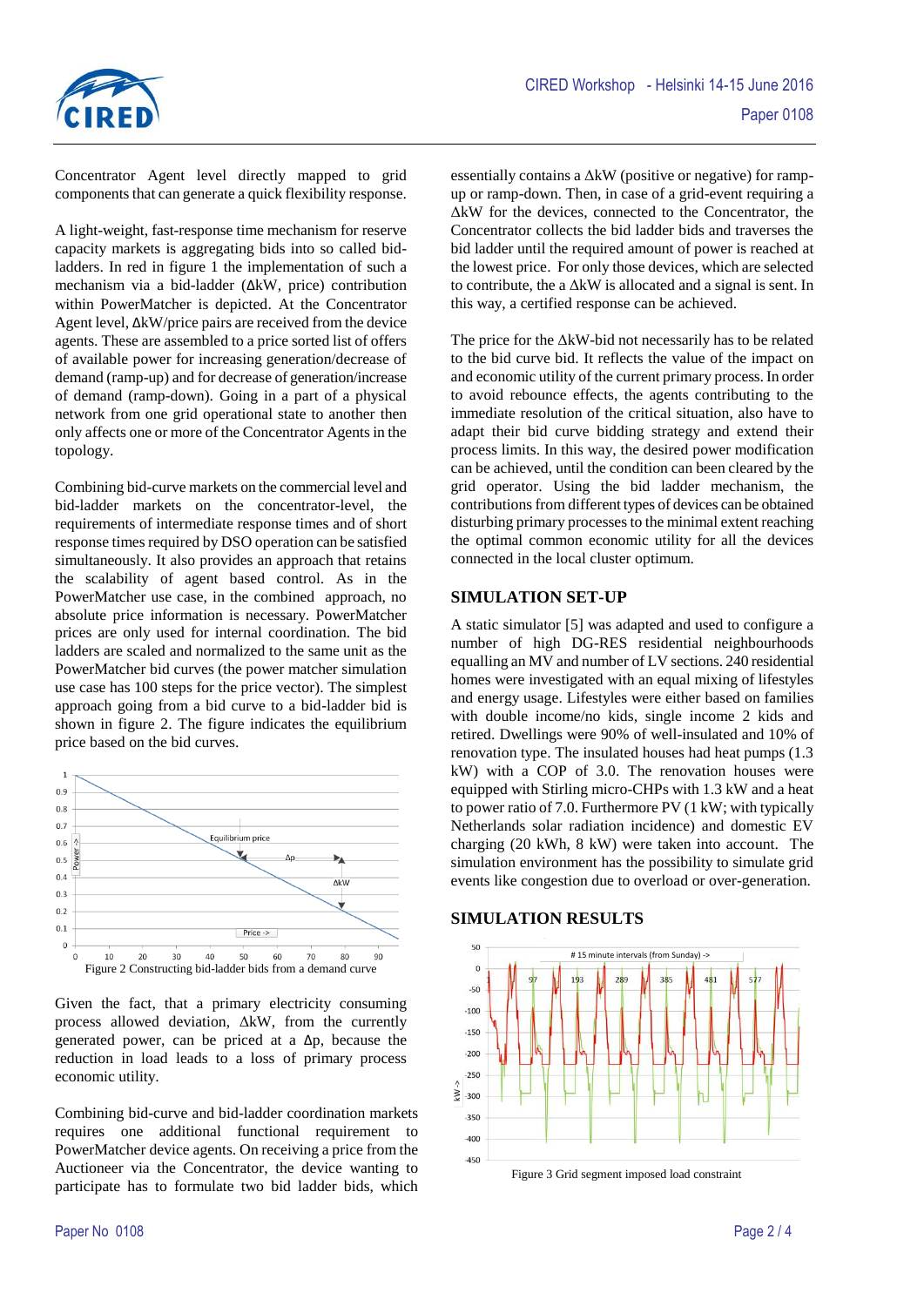Concentrator Agent level directly mapped to grid components that can generate a quick flexibility response.

A light-weight, fast-response time mechanism for reserve capacity markets is aggregating bids into so called bid-ladders. In red in figure 1 the implementation of such a mechanism via a bid-ladder (ΔkW, price) contribution within PowerMatcher is depicted. At the Concentrator Agent level, ΔkW/price pairs are received from the device agents. These are assembled to a price sorted list of offers of available power for increasing generation/decrease of demand (ramp-up) and for decrease of generation/increase of demand (ramp-down). Going in a part of a physical network from one grid operational state to another then only affects one or more of the Concentrator Agents in the topology.

Combining bid-curve markets on the commercial level and bid-ladder markets on the concentrator-level, the requirements of intermediate response times and of short response times required by DSO operation can be satisfied simultaneously. It also provides an approach that retains the scalability of agent based control. As in the PowerMatcher use case, in the combined approach, no absolute price information is necessary. PowerMatcher prices are only used for internal coordination. The bid ladders are scaled and normalized to the same unit as the PowerMatcher bid curves (the power matcher simulation use case has 100 steps for the price vector). The simplest approach going from a bid curve to a bid-ladder bid is shown in figure 2. The figure indicates the equilibrium price based on the bid curves.

Figure 2 Constructing bid-ladder bids from a demand curve

Given the fact, that a primary electricity consuming process allowed deviation, ΔkW, from the currently generated power, can be priced at a Δp, because the reduction in load leads to a loss of primary process economic utility.

Combining bid-curve and bid-ladder coordination markets requires one additional functional requirement to PowerMatcher device agents. On receiving a price from the Auctioneer via the Concentrator, the device wanting to participate has to formulate two bid ladder bids, which essentially contains a ΔkW (positive or negative) for ramp-up or ramp-down. Then, in case of a grid-event requiring a ΔkW for the devices, connected to the Concentrator, the Concentrator collects the bid ladder bids and traverses the bid ladder until the required amount of power is reached at the lowest price. For only those devices, which are selected to contribute, the a ΔkW is allocated and a signal is sent. In this way, a certified response can be achieved.

The price for the ΔkW-bid not necessarily has to be related to the bid curve bid. It reflects the value of the impact on and economic utility of the current primary process. In order to avoid rebounce effects, the agents contributing to the immediate resolution of the critical situation, also have to adapt their bid curve bidding strategy and extend their process limits. In this way, the desired power modification can be achieved, until the condition can been cleared by the grid operator. Using the bid ladder mechanism, the contributions from different types of devices can be obtained disturbing primary processes to the minimal extent reaching the optimal common economic utility for all the devices connected in the local cluster optimum.

## SIMULATION SET-UP

A static simulator [5] was adapted and used to configure a number of high DG-RES residential neighbourhoods equalling an MV and number of LV sections. 240 residential homes were investigated with an equal mixing of lifestyles and energy usage. Lifestyles were either based on families with double income/no kids, single income 2 kids and retired. Dwellings were 90% of well-insulated and 10% of renovation type. The insulated houses had heat pumps (1.3 kW) with a COP of 3.0. The renovation houses were equipped with Stirling micro-CHPs with 1.3 kW and a heat to power ratio of 7.0. Furthermore PV (1 kW; with typically Netherlands solar radiation incidence) and domestic EV charging (20 kWh, 8 kW) were taken into account. The simulation environment has the possibility to simulate grid events like congestion due to overload or over-generation.

## SIMULATION RESULTS

Figure 3 Grid segment imposed load constraint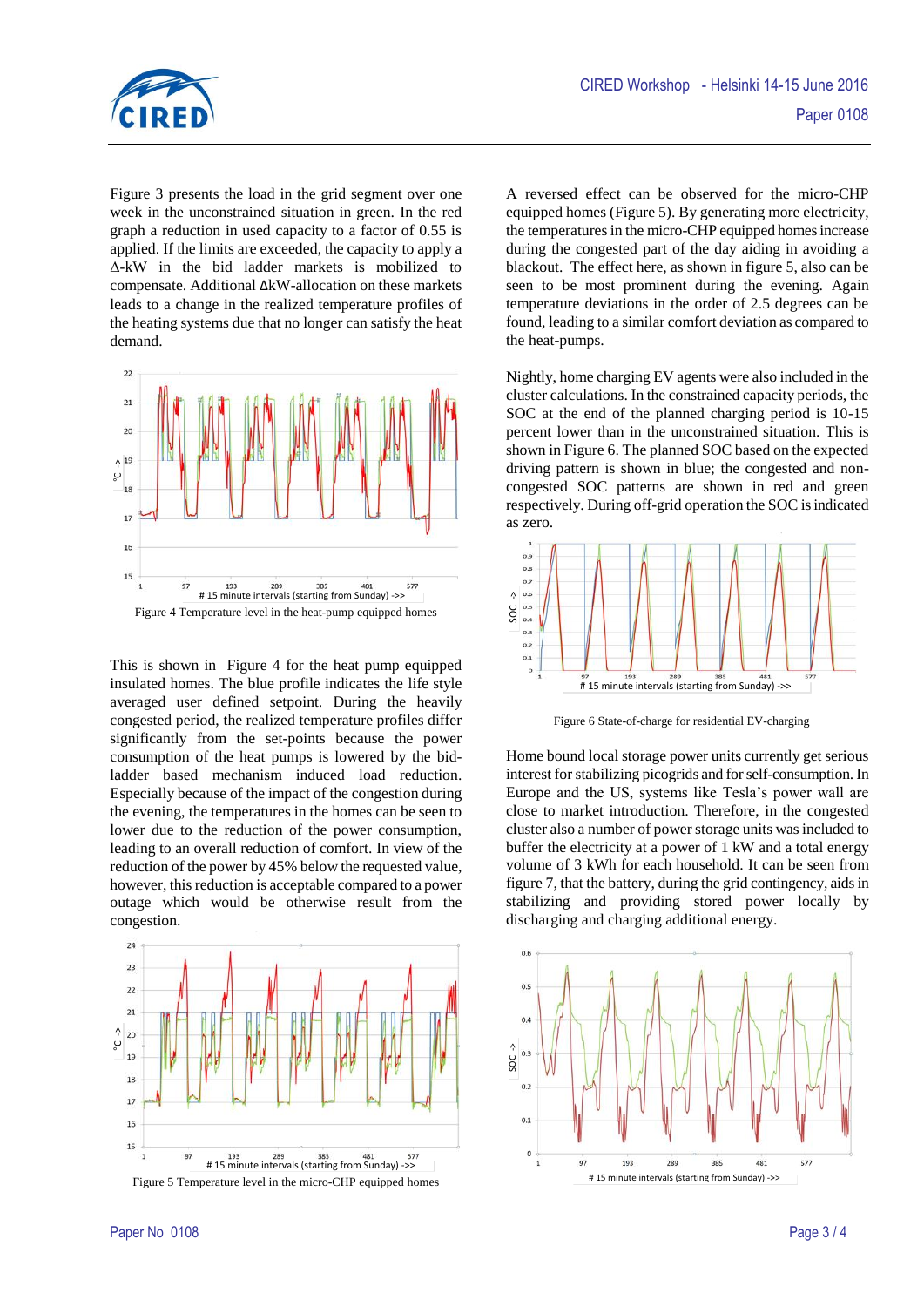Figure 3 presents the load in the grid segment over one week in the unconstrained situation in green. In the red graph a reduction in used capacity to a factor of 0.55 is applied. If the limits are exceeded, the capacity to apply a Δ-kW in the bid ladder markets is mobilized to compensate. Additional ΔkW-allocation on these markets leads to a change in the realized temperature profiles of the heating systems due that no longer can satisfy the heat demand.

Figure 4 Temperature level in the heat-pump equipped homes

This is shown in Figure 4 for the heat pump equipped insulated homes. The blue profile indicates the life style averaged user defined setpoint. During the heavily congested period, the realized temperature profiles differ significantly from the set-points because the power consumption of the heat pumps is lowered by the bid-ladder based mechanism induced load reduction. Especially because of the impact of the congestion during the evening, the temperatures in the homes can be seen to lower due to the reduction of the power consumption, leading to an overall reduction of comfort. In view of the reduction of the power by 45% below the requested value, however, this reduction is acceptable compared to a power outage which would be otherwise result from the congestion.

Figure 5 Temperature level in the micro-CHP equipped homes

A reversed effect can be observed for the micro-CHP equipped homes (Figure 5). By generating more electricity, the temperatures in the micro-CHP equipped homes increase during the congested part of the day aiding in avoiding a blackout. The effect here, as shown in figure 5, also can be seen to be most prominent during the evening. Again temperature deviations in the order of 2.5 degrees can be found, leading to a similar comfort deviation as compared to the heat-pumps.

Nightly, home charging EV agents were also included in the cluster calculations. In the constrained capacity periods, the SOC at the end of the planned charging period is 10-15 percent lower than in the unconstrained situation. This is shown in Figure 6. The planned SOC based on the expected driving pattern is shown in blue; the congested and non-congested SOC patterns are shown in red and green respectively. During off-grid operation the SOC is indicated as zero.

Figure 6 State-of-charge for residential EV-charging

Home bound local storage power units currently get serious interest for stabilizing picogrids and for self-consumption. In Europe and the US, systems like Tesla's power wall are close to market introduction. Therefore, in the congested cluster also a number of power storage units was included to buffer the electricity at a power of 1 kW and a total energy volume of 3 kWh for each household. It can be seen from figure 7, that the battery, during the grid contingency, aids in stabilizing and providing stored power locally by discharging and charging additional energy.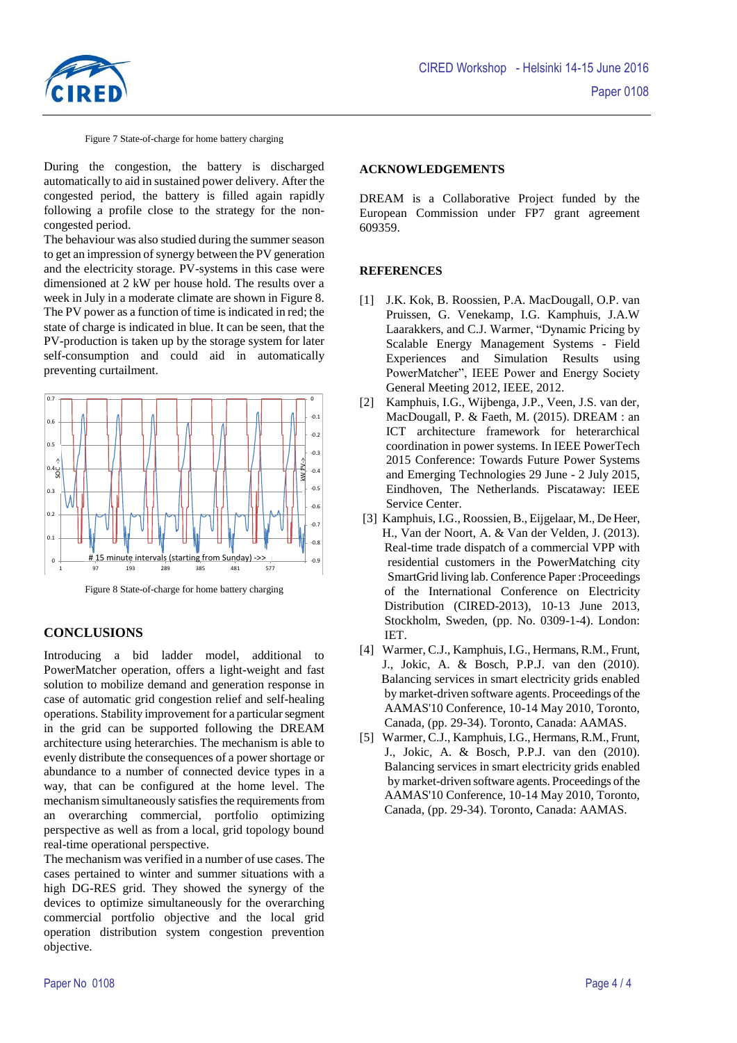Figure 7 State-of-charge for home battery charging

During the congestion, the battery is discharged automatically to aid in sustained power delivery. After the congested period, the battery is filled again rapidly following a profile close to the strategy for the non-congested period.

The behaviour was also studied during the summer season to get an impression of synergy between the PV generation and the electricity storage. PV-systems in this case were dimensioned at 2 kW per house hold. The results over a week in July in a moderate climate are shown in Figure 8. The PV power as a function of time is indicated in red; the state of charge is indicated in blue. It can be seen, that the PV-production is taken up by the storage system for later self-consumption and could aid in automatically preventing curtailment.

0.7
0.6
0.5
0.4
0.3
0.2
0.1
0
SOC ->
0
-0.1
-0.2
-0.3
-0.4
-0.5
-0.6
-0.7
-0.8
-0.9
kW PV->
# 15 minute intervals (starting from Sunday) ->>
1
97
193
289
385
481
577

Figure 8 State-of-charge for home battery charging

## CONCLUSIONS

Introducing a bid ladder model, additional to PowerMatcher operation, offers a light-weight and fast solution to mobilize demand and generation response in case of automatic grid congestion relief and self-healing operations. Stability improvement for a particular segment in the grid can be supported following the DREAM architecture using heterarchies. The mechanism is able to evenly distribute the consequences of a power shortage or abundance to a number of connected device types in a way, that can be configured at the home level. The mechanism simultaneously satisfies the requirements from an overarching commercial, portfolio optimizing perspective as well as from a local, grid topology bound real-time operational perspective.

The mechanism was verified in a number of use cases. The cases pertained to winter and summer situations with a high DG-RES grid. They showed the synergy of the devices to optimize simultaneously for the overarching commercial portfolio objective and the local grid operation distribution system congestion prevention objective.

## ACKNOWLEDGEMENTS

DREAM is a Collaborative Project funded by the European Commission under FP7 grant agreement 609359.

## REFERENCES

[1] J.K. Kok, B. Roossien, P.A. MacDougall, O.P. van Pruissen, G. Venekamp, I.G. Kamphuis, J.A.W Laarakkers, and C.J. Warmer, "Dynamic Pricing by Scalable Energy Management Systems - Field Experiences and Simulation Results using PowerMatcher", IEEE Power and Energy Society General Meeting 2012, IEEE, 2012.

[2] Kamphuis, I.G., Wijbenga, J.P., Veen, J.S. van der, MacDougall, P. & Faeth, M. (2015). DREAM : an ICT architecture framework for heterarchical coordination in power systems. In IEEE PowerTech 2015 Conference: Towards Future Power Systems and Emerging Technologies 29 June - 2 July 2015, Eindhoven, The Netherlands. Piscataway: IEEE Service Center.

[3] Kamphuis, I.G., Roossien, B., Eijgelaar, M., De Heer, H., Van der Noort, A. & Van der Velden, J. (2013). Real-time trade dispatch of a commercial VPP with residential customers in the PowerMatching city SmartGrid living lab. Conference Paper :Proceedings of the International Conference on Electricity Distribution (CIRED-2013), 10-13 June 2013, Stockholm, Sweden, (pp. No. 0309-1-4). London: IET.

[4] Warmer, C.J., Kamphuis, I.G., Hermans, R.M., Frunt, J., Jokic, A. & Bosch, P.P.J. van den (2010). Balancing services in smart electricity grids enabled by market-driven software agents. Proceedings of the AAMAS'10 Conference, 10-14 May 2010, Toronto, Canada, (pp. 29-34). Toronto, Canada: AAMAS.

[5] Warmer, C.J., Kamphuis, I.G., Hermans, R.M., Frunt, J., Jokic, A. & Bosch, P.P.J. van den (2010). Balancing services in smart electricity grids enabled by market-driven software agents. Proceedings of the AAMAS'10 Conference, 10-14 May 2010, Toronto, Canada, (pp. 29-34). Toronto, Canada: AAMAS.